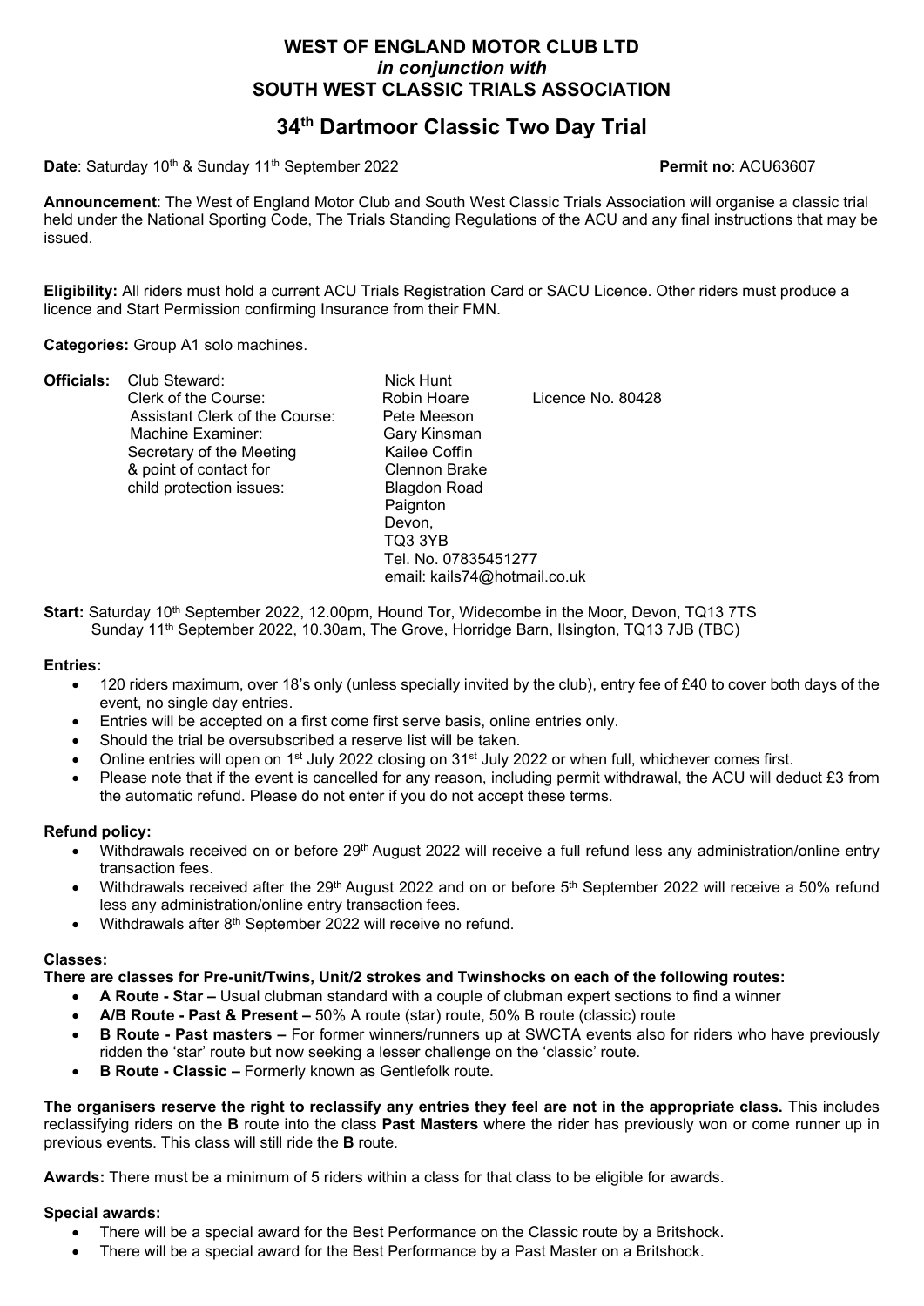**WEST OF ENGLAND MOTOR CLUB LTD**
***in conjunction with***
**SOUTH WEST CLASSIC TRIALS ASSOCIATION**

# 34th Dartmoor Classic Two Day Trial

**Date**: Saturday 10th & Sunday 11th September 2022 **Permit no**: ACU63607

**Announcement**: The West of England Motor Club and South West Classic Trials Association will organise a classic trial held under the National Sporting Code, The Trials Standing Regulations of the ACU and any final instructions that may be issued.

**Eligibility:** All riders must hold a current ACU Trials Registration Card or SACU Licence. Other riders must produce a licence and Start Permission confirming Insurance from their FMN.

**Categories:** Group A1 solo machines.

**Officials:**

| | | |
|---|---|---|
| Club Steward: | Nick Hunt | |
| Clerk of the Course: | Robin Hoare | Licence No. 80428 |
| Assistant Clerk of the Course: | Pete Meeson | |
| Machine Examiner: | Gary Kinsman | |
| Secretary of the Meeting & point of contact for child protection issues: | Kailee Coffin<br>Clennon Brake<br>Blagdon Road<br>Paignton<br>Devon,<br>TQ3 3YB<br>Tel. No. 07835451277<br>email: kails74@hotmail.co.uk | |

**Start:** Saturday 10th September 2022, 12.00pm, Hound Tor, Widecombe in the Moor, Devon, TQ13 7TS
Sunday 11th September 2022, 10.30am, The Grove, Horridge Barn, Ilsington, TQ13 7JB (TBC)

**Entries:**

- 120 riders maximum, over 18's only (unless specially invited by the club), entry fee of £40 to cover both days of the event, no single day entries.
- Entries will be accepted on a first come first serve basis, online entries only.
- Should the trial be oversubscribed a reserve list will be taken.
- Online entries will open on 1st July 2022 closing on 31st July 2022 or when full, whichever comes first.
- Please note that if the event is cancelled for any reason, including permit withdrawal, the ACU will deduct £3 from the automatic refund. Please do not enter if you do not accept these terms.

**Refund policy:**

- Withdrawals received on or before 29th August 2022 will receive a full refund less any administration/online entry transaction fees.
- Withdrawals received after the 29th August 2022 and on or before 5th September 2022 will receive a 50% refund less any administration/online entry transaction fees.
- Withdrawals after 8th September 2022 will receive no refund.

**Classes:**

**There are classes for Pre-unit/Twins, Unit/2 strokes and Twinshocks on each of the following routes:**

- **A Route - Star –** Usual clubman standard with a couple of clubman expert sections to find a winner
- **A/B Route - Past & Present –** 50% A route (star) route, 50% B route (classic) route
- **B Route - Past masters –** For former winners/runners up at SWCTA events also for riders who have previously ridden the 'star' route but now seeking a lesser challenge on the 'classic' route.
- **B Route - Classic –** Formerly known as Gentlefolk route.

**The organisers reserve the right to reclassify any entries they feel are not in the appropriate class.** This includes reclassifying riders on the **B** route into the class **Past Masters** where the rider has previously won or come runner up in previous events. This class will still ride the **B** route.

**Awards:** There must be a minimum of 5 riders within a class for that class to be eligible for awards.

**Special awards:**

- There will be a special award for the Best Performance on the Classic route by a Britshock.
- There will be a special award for the Best Performance by a Past Master on a Britshock.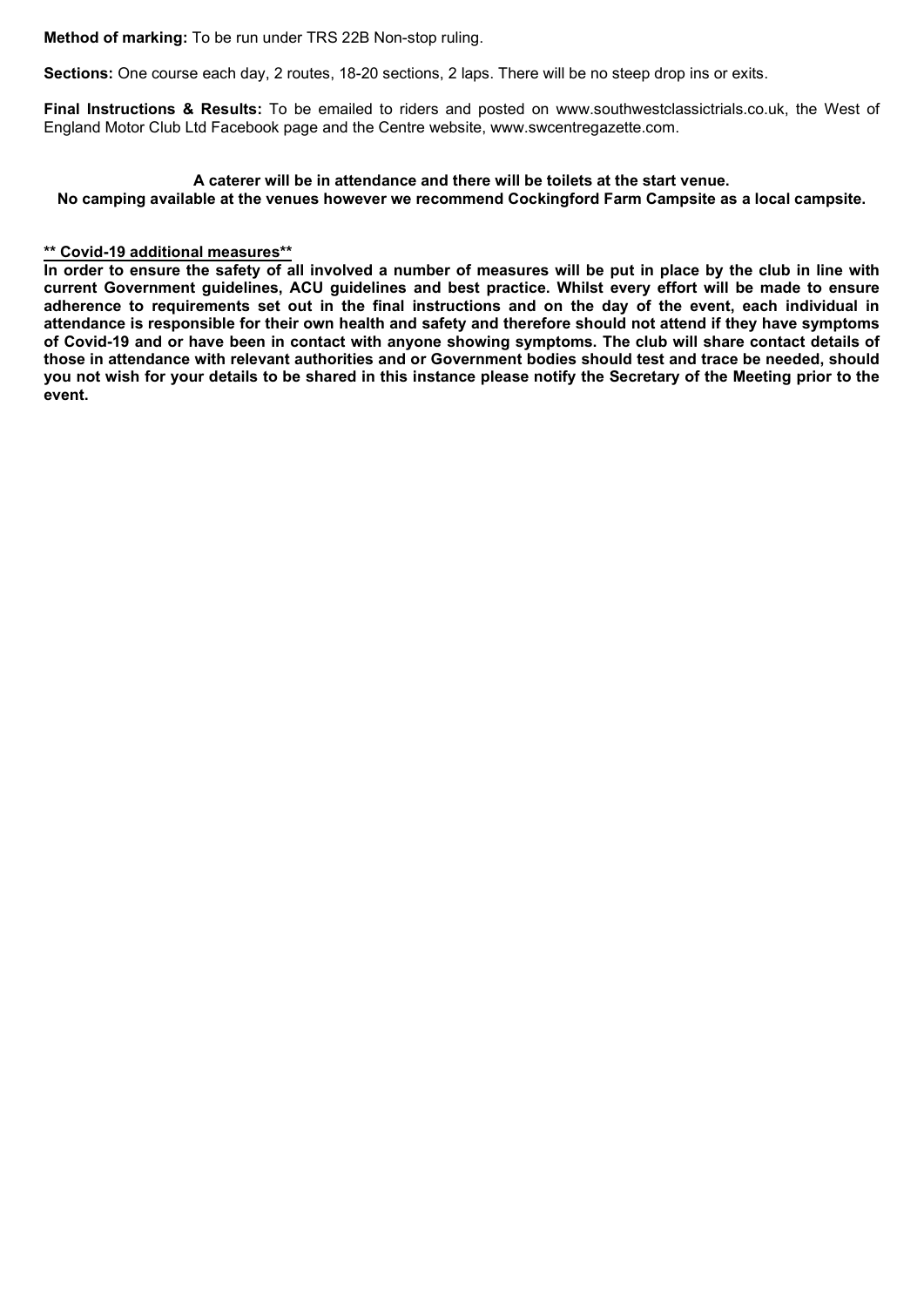**Method of marking:** To be run under TRS 22B Non-stop ruling.

**Sections:** One course each day, 2 routes, 18-20 sections, 2 laps. There will be no steep drop ins or exits.

**Final Instructions & Results:** To be emailed to riders and posted on www.southwestclassictrials.co.uk, the West of England Motor Club Ltd Facebook page and the Centre website, www.swcentregazette.com.

**A caterer will be in attendance and there will be toilets at the start venue.**
**No camping available at the venues however we recommend Cockingford Farm Campsite as a local campsite.**

**<u>** Covid-19 additional measures**</u>**

**In order to ensure the safety of all involved a number of measures will be put in place by the club in line with current Government guidelines, ACU guidelines and best practice. Whilst every effort will be made to ensure adherence to requirements set out in the final instructions and on the day of the event, each individual in attendance is responsible for their own health and safety and therefore should not attend if they have symptoms of Covid-19 and or have been in contact with anyone showing symptoms. The club will share contact details of those in attendance with relevant authorities and or Government bodies should test and trace be needed, should you not wish for your details to be shared in this instance please notify the Secretary of the Meeting prior to the event.**